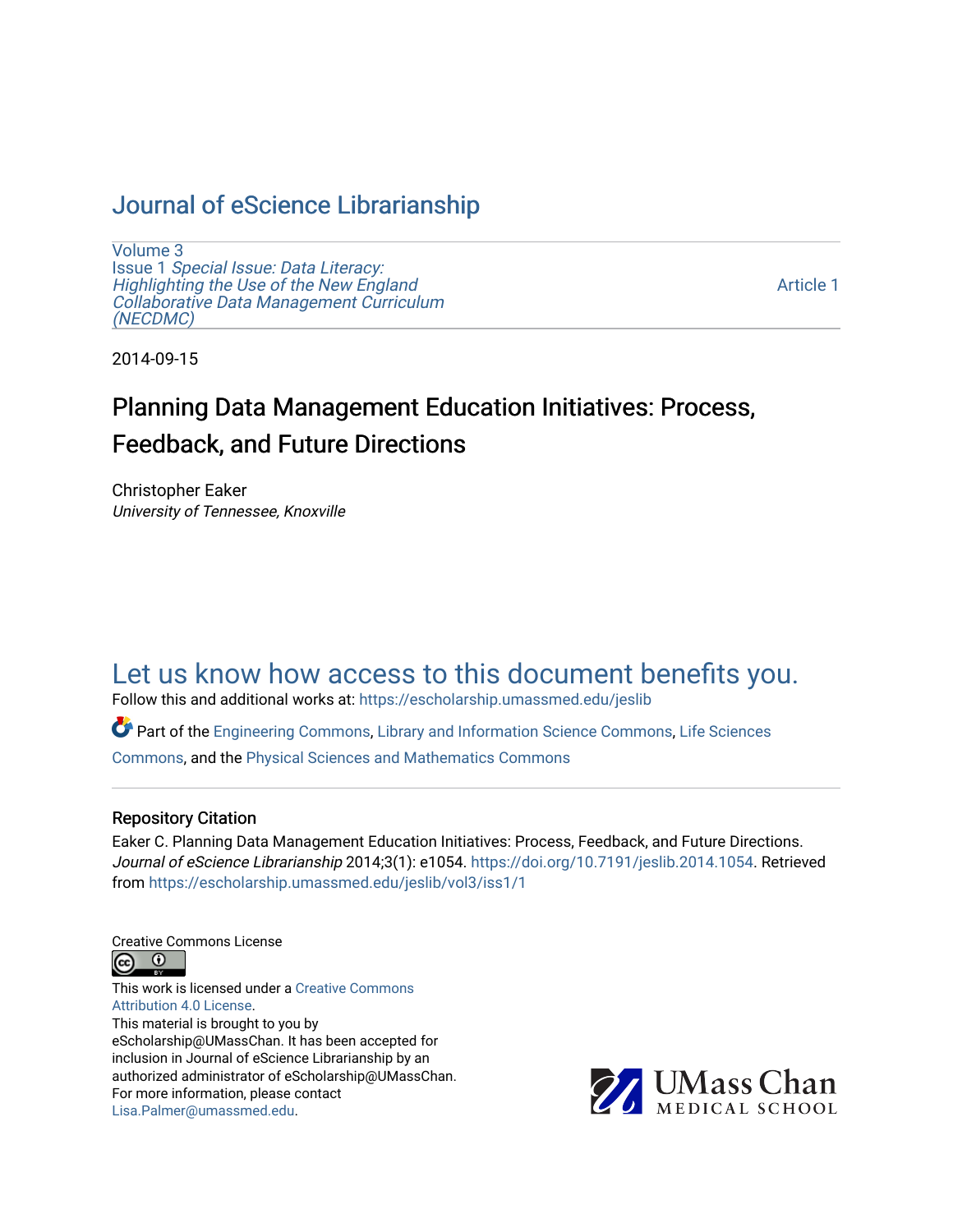# Journal of eScience Librarianship

Volume 3
Issue 1 *Special Issue: Data Literacy: Highlighting the Use of the New England Collaborative Data Management Curriculum (NECDMC)*

Article 1

2014-09-15

## Planning Data Management Education Initiatives: Process, Feedback, and Future Directions

Christopher Eaker
*University of Tennessee, Knoxville*

Let us know how access to this document benefits you.

Follow this and additional works at: https://escholarship.umassmed.edu/jeslib

Part of the Engineering Commons, Library and Information Science Commons, Life Sciences Commons, and the Physical Sciences and Mathematics Commons

### Repository Citation

Eaker C. Planning Data Management Education Initiatives: Process, Feedback, and Future Directions. *Journal of eScience Librarianship* 2014;3(1): e1054. https://doi.org/10.7191/jeslib.2014.1054. Retrieved from https://escholarship.umassmed.edu/jeslib/vol3/iss1/1

Creative Commons License

This work is licensed under a Creative Commons Attribution 4.0 License.

This material is brought to you by eScholarship@UMassChan. It has been accepted for inclusion in Journal of eScience Librarianship by an authorized administrator of eScholarship@UMassChan. For more information, please contact Lisa.Palmer@umassmed.edu.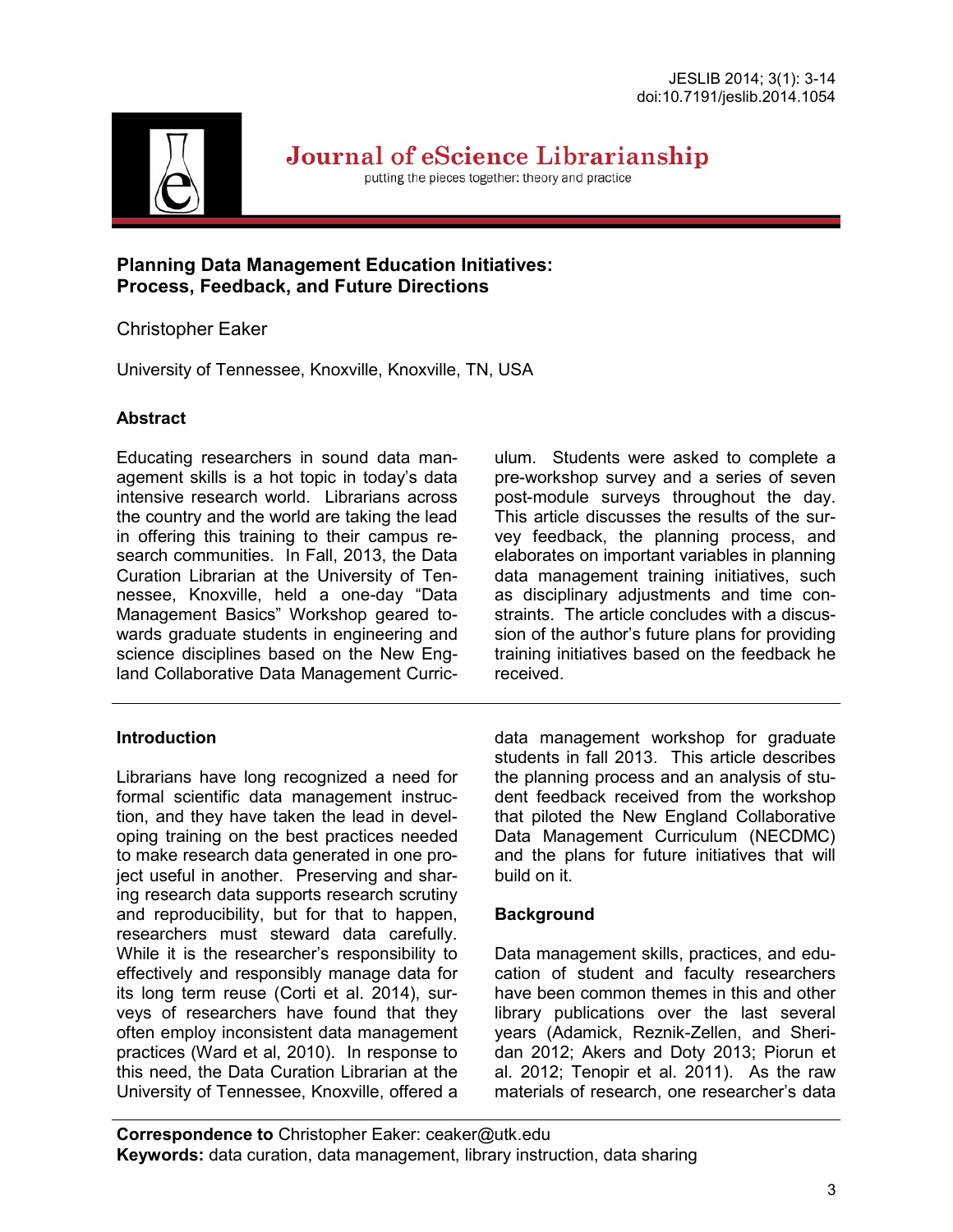# Planning Data Management Education Initiatives: Process, Feedback, and Future Directions

Christopher Eaker

University of Tennessee, Knoxville, Knoxville, TN, USA

## Abstract

Educating researchers in sound data management skills is a hot topic in today's data intensive research world. Librarians across the country and the world are taking the lead in offering this training to their campus research communities. In Fall, 2013, the Data Curation Librarian at the University of Tennessee, Knoxville, held a one-day "Data Management Basics" Workshop geared towards graduate students in engineering and science disciplines based on the New England Collaborative Data Management Curriculum. Students were asked to complete a pre-workshop survey and a series of seven post-module surveys throughout the day. This article discusses the results of the survey feedback, the planning process, and elaborates on important variables in planning data management training initiatives, such as disciplinary adjustments and time constraints. The article concludes with a discussion of the author's future plans for providing training initiatives based on the feedback he received.

## Introduction

Librarians have long recognized a need for formal scientific data management instruction, and they have taken the lead in developing training on the best practices needed to make research data generated in one project useful in another. Preserving and sharing research data supports research scrutiny and reproducibility, but for that to happen, researchers must steward data carefully. While it is the researcher's responsibility to effectively and responsibly manage data for its long term reuse (Corti et al. 2014), surveys of researchers have found that they often employ inconsistent data management practices (Ward et al, 2010). In response to this need, the Data Curation Librarian at the University of Tennessee, Knoxville, offered a data management workshop for graduate students in fall 2013. This article describes the planning process and an analysis of student feedback received from the workshop that piloted the New England Collaborative Data Management Curriculum (NECDMC) and the plans for future initiatives that will build on it.

## Background

Data management skills, practices, and education of student and faculty researchers have been common themes in this and other library publications over the last several years (Adamick, Reznik-Zellen, and Sheridan 2012; Akers and Doty 2013; Piorun et al. 2012; Tenopir et al. 2011). As the raw materials of research, one researcher's data

**Correspondence to** Christopher Eaker: ceaker@utk.edu
**Keywords:** data curation, data management, library instruction, data sharing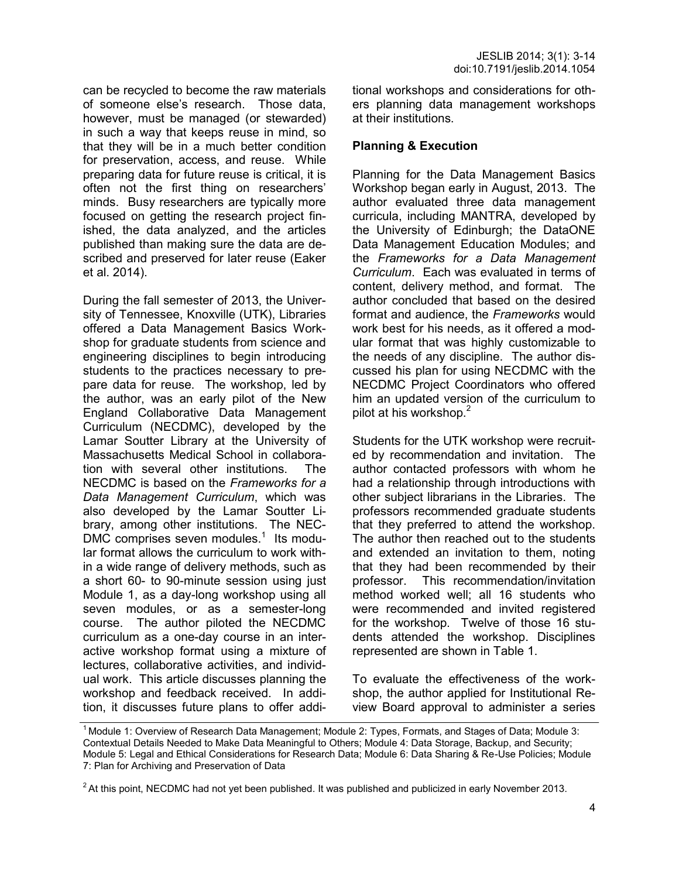can be recycled to become the raw materials of someone else's research. Those data, however, must be managed (or stewarded) in such a way that keeps reuse in mind, so that they will be in a much better condition for preservation, access, and reuse. While preparing data for future reuse is critical, it is often not the first thing on researchers' minds. Busy researchers are typically more focused on getting the research project finished, the data analyzed, and the articles published than making sure the data are described and preserved for later reuse (Eaker et al. 2014).

During the fall semester of 2013, the University of Tennessee, Knoxville (UTK), Libraries offered a Data Management Basics Workshop for graduate students from science and engineering disciplines to begin introducing students to the practices necessary to prepare data for reuse. The workshop, led by the author, was an early pilot of the New England Collaborative Data Management Curriculum (NECDMC), developed by the Lamar Soutter Library at the University of Massachusetts Medical School in collaboration with several other institutions. The NECDMC is based on the *Frameworks for a Data Management Curriculum*, which was also developed by the Lamar Soutter Library, among other institutions. The NECDMC comprises seven modules.[1] Its modular format allows the curriculum to work within a wide range of delivery methods, such as a short 60- to 90-minute session using just Module 1, as a day-long workshop using all seven modules, or as a semester-long course. The author piloted the NECDMC curriculum as a one-day course in an interactive workshop format using a mixture of lectures, collaborative activities, and individual work. This article discusses planning the workshop and feedback received. In addition, it discusses future plans to offer additional workshops and considerations for others planning data management workshops at their institutions.

## Planning & Execution

Planning for the Data Management Basics Workshop began early in August, 2013. The author evaluated three data management curricula, including MANTRA, developed by the University of Edinburgh; the DataONE Data Management Education Modules; and the *Frameworks for a Data Management Curriculum*. Each was evaluated in terms of content, delivery method, and format. The author concluded that based on the desired format and audience, the *Frameworks* would work best for his needs, as it offered a modular format that was highly customizable to the needs of any discipline. The author discussed his plan for using NECDMC with the NECDMC Project Coordinators who offered him an updated version of the curriculum to pilot at his workshop.[2]

Students for the UTK workshop were recruited by recommendation and invitation. The author contacted professors with whom he had a relationship through introductions with other subject librarians in the Libraries. The professors recommended graduate students that they preferred to attend the workshop. The author then reached out to the students and extended an invitation to them, noting that they had been recommended by their professor. This recommendation/invitation method worked well; all 16 students who were recommended and invited registered for the workshop. Twelve of those 16 students attended the workshop. Disciplines represented are shown in Table 1.

To evaluate the effectiveness of the workshop, the author applied for Institutional Review Board approval to administer a series

---

[1] Module 1: Overview of Research Data Management; Module 2: Types, Formats, and Stages of Data; Module 3: Contextual Details Needed to Make Data Meaningful to Others; Module 4: Data Storage, Backup, and Security; Module 5: Legal and Ethical Considerations for Research Data; Module 6: Data Sharing & Re-Use Policies; Module 7: Plan for Archiving and Preservation of Data

[2] At this point, NECDMC had not yet been published. It was published and publicized in early November 2013.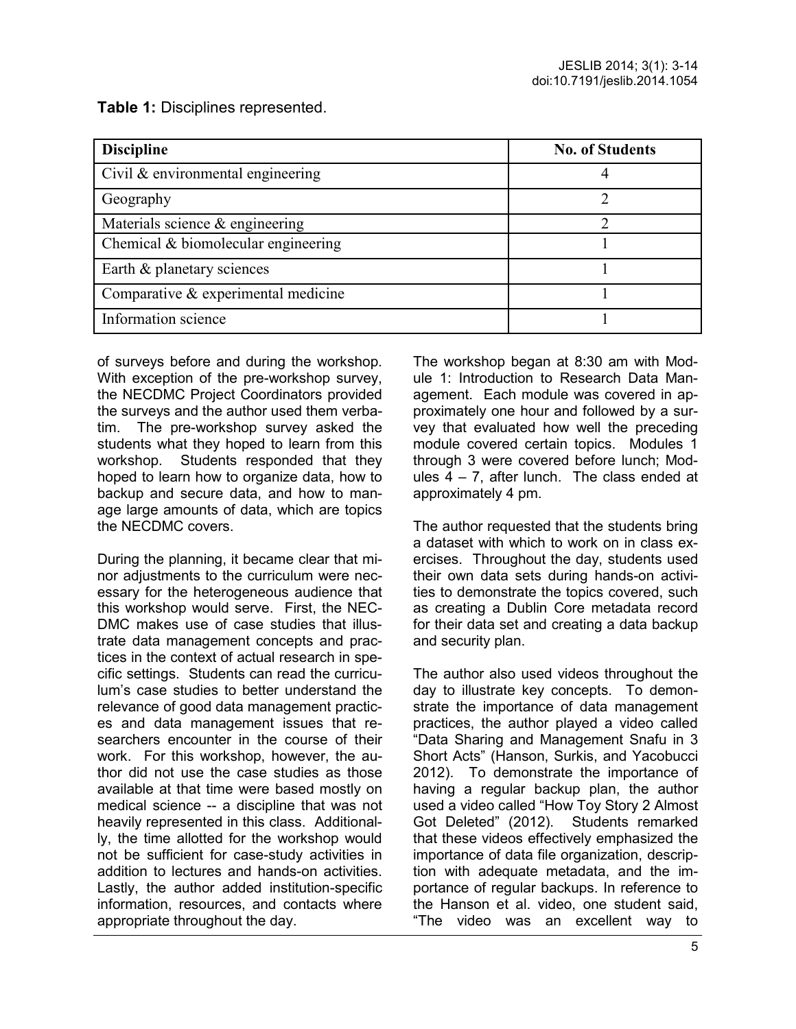**Table 1:** Disciplines represented.

| Discipline | No. of Students |
|---|---|
| Civil & environmental engineering | 4 |
| Geography | 2 |
| Materials science & engineering | 2 |
| Chemical & biomolecular engineering | 1 |
| Earth & planetary sciences | 1 |
| Comparative & experimental medicine | 1 |
| Information science | 1 |

of surveys before and during the workshop. With exception of the pre-workshop survey, the NECDMC Project Coordinators provided the surveys and the author used them verbatim. The pre-workshop survey asked the students what they hoped to learn from this workshop. Students responded that they hoped to learn how to organize data, how to backup and secure data, and how to manage large amounts of data, which are topics the NECDMC covers.

During the planning, it became clear that minor adjustments to the curriculum were necessary for the heterogeneous audience that this workshop would serve. First, the NECDMC makes use of case studies that illustrate data management concepts and practices in the context of actual research in specific settings. Students can read the curriculum's case studies to better understand the relevance of good data management practices and data management issues that researchers encounter in the course of their work. For this workshop, however, the author did not use the case studies as those available at that time were based mostly on medical science -- a discipline that was not heavily represented in this class. Additionally, the time allotted for the workshop would not be sufficient for case-study activities in addition to lectures and hands-on activities. Lastly, the author added institution-specific information, resources, and contacts where appropriate throughout the day.

The workshop began at 8:30 am with Module 1: Introduction to Research Data Management. Each module was covered in approximately one hour and followed by a survey that evaluated how well the preceding module covered certain topics. Modules 1 through 3 were covered before lunch; Modules 4 – 7, after lunch. The class ended at approximately 4 pm.

The author requested that the students bring a dataset with which to work on in class exercises. Throughout the day, students used their own data sets during hands-on activities to demonstrate the topics covered, such as creating a Dublin Core metadata record for their data set and creating a data backup and security plan.

The author also used videos throughout the day to illustrate key concepts. To demonstrate the importance of data management practices, the author played a video called "Data Sharing and Management Snafu in 3 Short Acts" (Hanson, Surkis, and Yacobucci 2012). To demonstrate the importance of having a regular backup plan, the author used a video called "How Toy Story 2 Almost Got Deleted" (2012). Students remarked that these videos effectively emphasized the importance of data file organization, description with adequate metadata, and the importance of regular backups. In reference to the Hanson et al. video, one student said, "The video was an excellent way to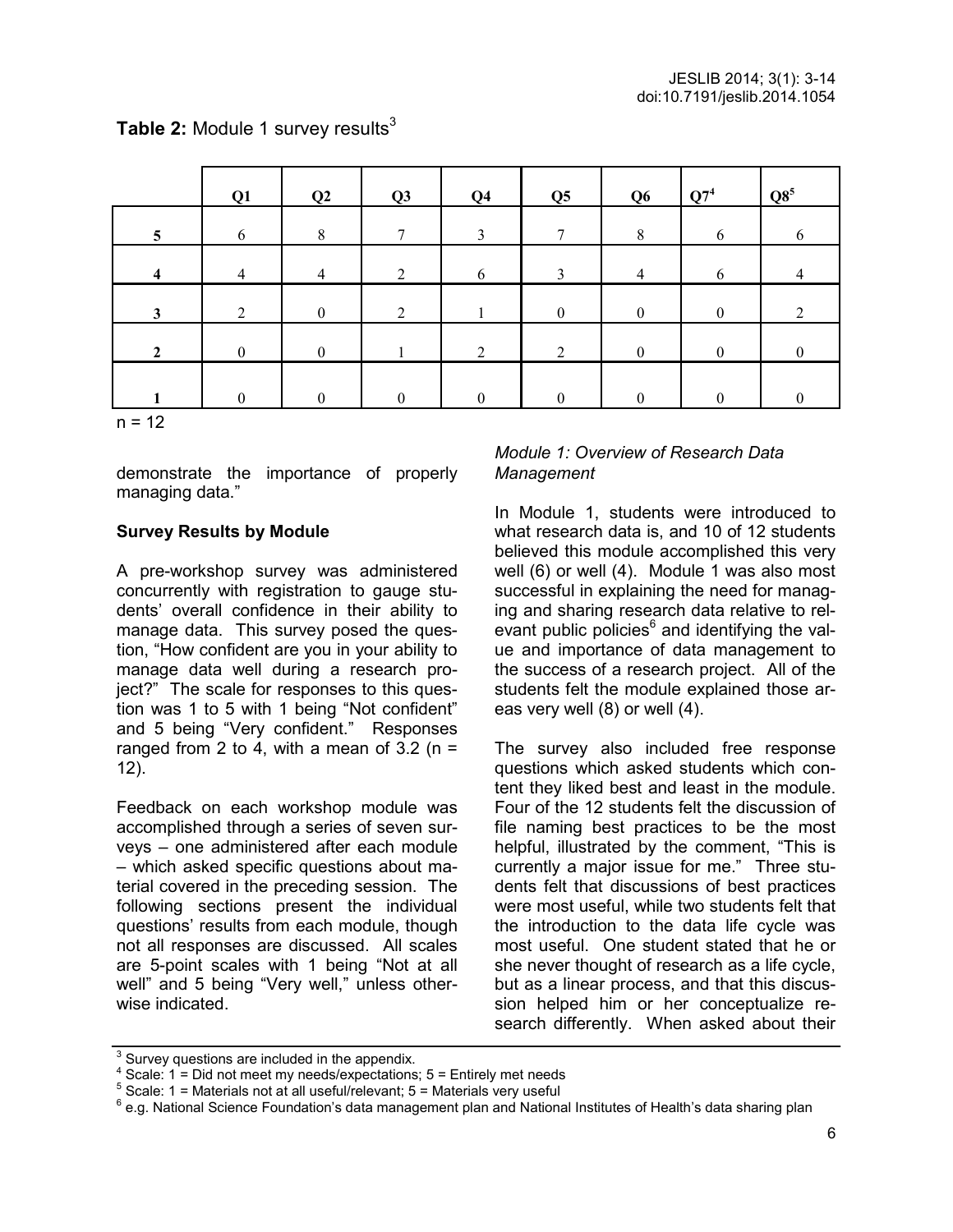**Table 2:** Module 1 survey results[3]

| | Q1 | Q2 | Q3 | Q4 | Q5 | Q6 | Q7[4] | Q8[5] |
|---|---|---|---|---|---|---|---|---|
| **5** | 6 | 8 | 7 | 3 | 7 | 8 | 6 | 6 |
| **4** | 4 | 4 | 2 | 6 | 3 | 4 | 6 | 4 |
| **3** | 2 | 0 | 2 | 1 | 0 | 0 | 0 | 2 |
| **2** | 0 | 0 | 1 | 2 | 2 | 0 | 0 | 0 |
| **1** | 0 | 0 | 0 | 0 | 0 | 0 | 0 | 0 |

n = 12

demonstrate the importance of properly managing data."

### Survey Results by Module

A pre-workshop survey was administered concurrently with registration to gauge students' overall confidence in their ability to manage data. This survey posed the question, "How confident are you in your ability to manage data well during a research project?" The scale for responses to this question was 1 to 5 with 1 being "Not confident" and 5 being "Very confident." Responses ranged from 2 to 4, with a mean of 3.2 (n = 12).

Feedback on each workshop module was accomplished through a series of seven surveys – one administered after each module – which asked specific questions about material covered in the preceding session. The following sections present the individual questions' results from each module, though not all responses are discussed. All scales are 5-point scales with 1 being "Not at all well" and 5 being "Very well," unless otherwise indicated.

#### *Module 1: Overview of Research Data Management*

In Module 1, students were introduced to what research data is, and 10 of 12 students believed this module accomplished this very well (6) or well (4). Module 1 was also most successful in explaining the need for managing and sharing research data relative to relevant public policies[6] and identifying the value and importance of data management to the success of a research project. All of the students felt the module explained those areas very well (8) or well (4).

The survey also included free response questions which asked students which content they liked best and least in the module. Four of the 12 students felt the discussion of file naming best practices to be the most helpful, illustrated by the comment, "This is currently a major issue for me." Three students felt that discussions of best practices were most useful, while two students felt that the introduction to the data life cycle was most useful. One student stated that he or she never thought of research as a life cycle, but as a linear process, and that this discussion helped him or her conceptualize research differently. When asked about their

[3] Survey questions are included in the appendix.

[4] Scale: 1 = Did not meet my needs/expectations; 5 = Entirely met needs

[5] Scale: 1 = Materials not at all useful/relevant; 5 = Materials very useful

[6] e.g. National Science Foundation's data management plan and National Institutes of Health's data sharing plan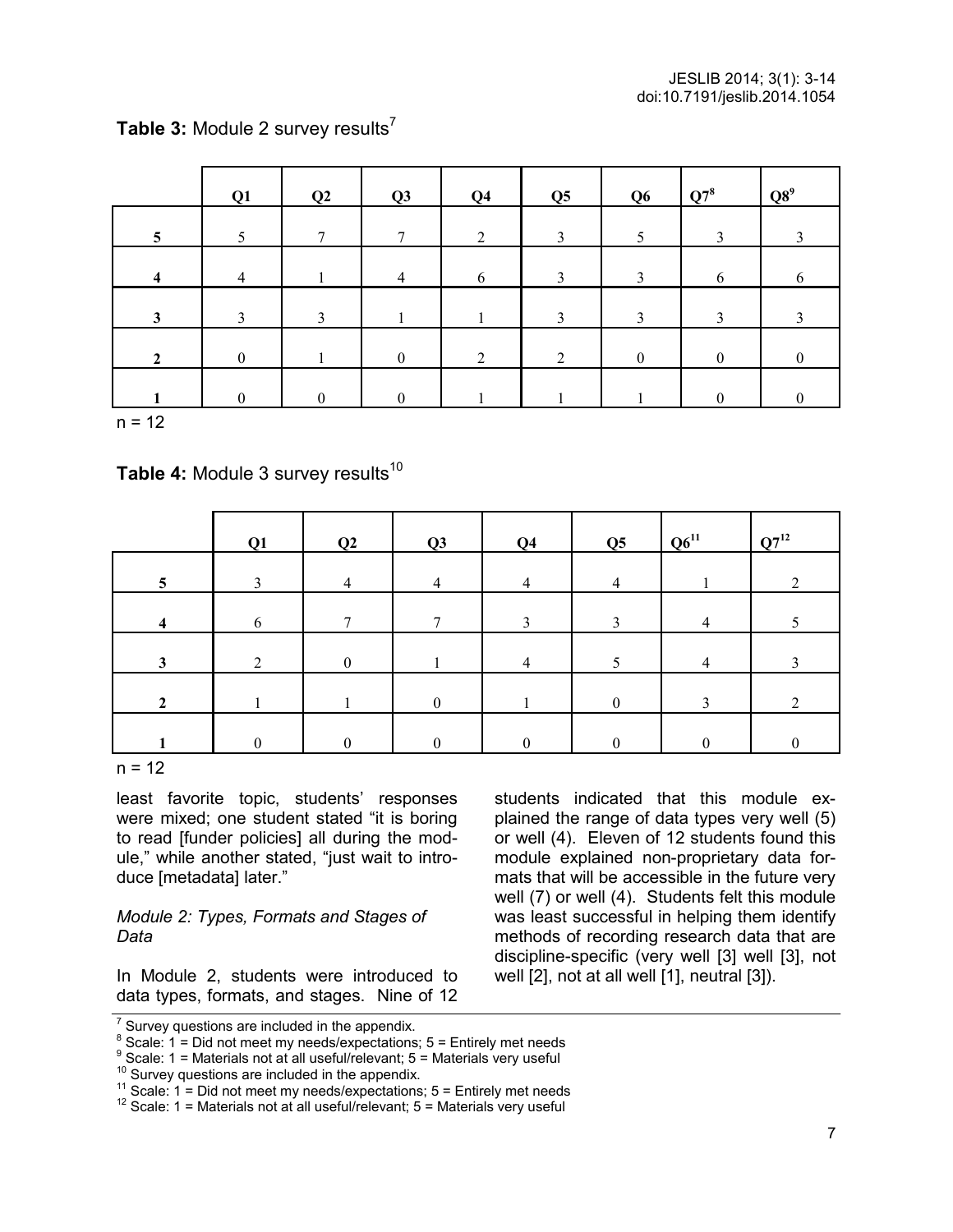**Table 3:** Module 2 survey results[7]

| | Q1 | Q2 | Q3 | Q4 | Q5 | Q6 | Q7[8] | Q8[9] |
|---|---|---|---|---|---|---|---|---|
| **5** | 5 | 7 | 7 | 2 | 3 | 5 | 3 | 3 |
| **4** | 4 | 1 | 4 | 6 | 3 | 3 | 6 | 6 |
| **3** | 3 | 3 | 1 | 1 | 3 | 3 | 3 | 3 |
| **2** | 0 | 1 | 0 | 2 | 2 | 0 | 0 | 0 |
| **1** | 0 | 0 | 0 | 1 | 1 | 1 | 0 | 0 |

n = 12

**Table 4:** Module 3 survey results[10]

| | Q1 | Q2 | Q3 | Q4 | Q5 | Q6[11] | Q7[12] |
|---|---|---|---|---|---|---|---|
| **5** | 3 | 4 | 4 | 4 | 4 | 1 | 2 |
| **4** | 6 | 7 | 7 | 3 | 3 | 4 | 5 |
| **3** | 2 | 0 | 1 | 4 | 5 | 4 | 3 |
| **2** | 1 | 1 | 0 | 1 | 0 | 3 | 2 |
| **1** | 0 | 0 | 0 | 0 | 0 | 0 | 0 |

n = 12

least favorite topic, students' responses were mixed; one student stated "it is boring to read [funder policies] all during the module," while another stated, "just wait to introduce [metadata] later."

*Module 2: Types, Formats and Stages of Data*

In Module 2, students were introduced to data types, formats, and stages. Nine of 12 students indicated that this module explained the range of data types very well (5) or well (4). Eleven of 12 students found this module explained non-proprietary data formats that will be accessible in the future very well (7) or well (4). Students felt this module was least successful in helping them identify methods of recording research data that are discipline-specific (very well [3] well [3], not well [2], not at all well [1], neutral [3]).

---

[7] Survey questions are included in the appendix.

[8] Scale: 1 = Did not meet my needs/expectations; 5 = Entirely met needs

[9] Scale: 1 = Materials not at all useful/relevant; 5 = Materials very useful

[10] Survey questions are included in the appendix.

[11] Scale: 1 = Did not meet my needs/expectations; 5 = Entirely met needs

[12] Scale: 1 = Materials not at all useful/relevant; 5 = Materials very useful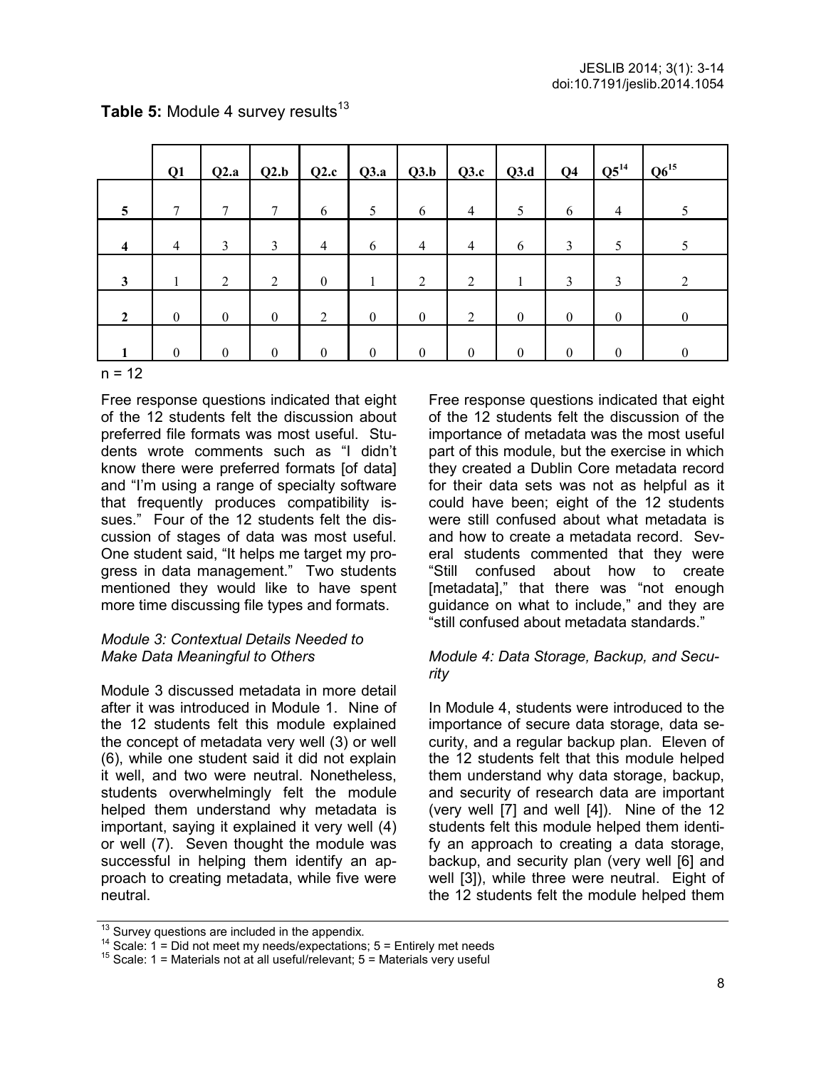**Table 5:** Module 4 survey results[13]

| | Q1 | Q2.a | Q2.b | Q2.c | Q3.a | Q3.b | Q3.c | Q3.d | Q4 | Q5[14] | Q6[15] |
|---|---|---|---|---|---|---|---|---|---|---|---|
| 5 | 7 | 7 | 7 | 6 | 5 | 6 | 4 | 5 | 6 | 4 | 5 |
| 4 | 4 | 3 | 3 | 4 | 6 | 4 | 4 | 6 | 3 | 5 | 5 |
| 3 | 1 | 2 | 2 | 0 | 1 | 2 | 2 | 1 | 3 | 3 | 2 |
| 2 | 0 | 0 | 0 | 2 | 0 | 0 | 2 | 0 | 0 | 0 | 0 |
| 1 | 0 | 0 | 0 | 0 | 0 | 0 | 0 | 0 | 0 | 0 | 0 |

n = 12

Free response questions indicated that eight of the 12 students felt the discussion about preferred file formats was most useful. Students wrote comments such as "I didn't know there were preferred formats [of data] and "I'm using a range of specialty software that frequently produces compatibility issues." Four of the 12 students felt the discussion of stages of data was most useful. One student said, "It helps me target my progress in data management." Two students mentioned they would like to have spent more time discussing file types and formats.

### *Module 3: Contextual Details Needed to Make Data Meaningful to Others*

Module 3 discussed metadata in more detail after it was introduced in Module 1. Nine of the 12 students felt this module explained the concept of metadata very well (3) or well (6), while one student said it did not explain it well, and two were neutral. Nonetheless, students overwhelmingly felt the module helped them understand why metadata is important, saying it explained it very well (4) or well (7). Seven thought the module was successful in helping them identify an approach to creating metadata, while five were neutral.

Free response questions indicated that eight of the 12 students felt the discussion of the importance of metadata was the most useful part of this module, but the exercise in which they created a Dublin Core metadata record for their data sets was not as helpful as it could have been; eight of the 12 students were still confused about what metadata is and how to create a metadata record. Several students commented that they were "Still confused about how to create [metadata]," that there was "not enough guidance on what to include," and they are "still confused about metadata standards."

### *Module 4: Data Storage, Backup, and Security*

In Module 4, students were introduced to the importance of secure data storage, data security, and a regular backup plan. Eleven of the 12 students felt that this module helped them understand why data storage, backup, and security of research data are important (very well [7] and well [4]). Nine of the 12 students felt this module helped them identify an approach to creating a data storage, backup, and security plan (very well [6] and well [3]), while three were neutral. Eight of the 12 students felt the module helped them

---

[13] Survey questions are included in the appendix.

[14] Scale: 1 = Did not meet my needs/expectations; 5 = Entirely met needs

[15] Scale: 1 = Materials not at all useful/relevant; 5 = Materials very useful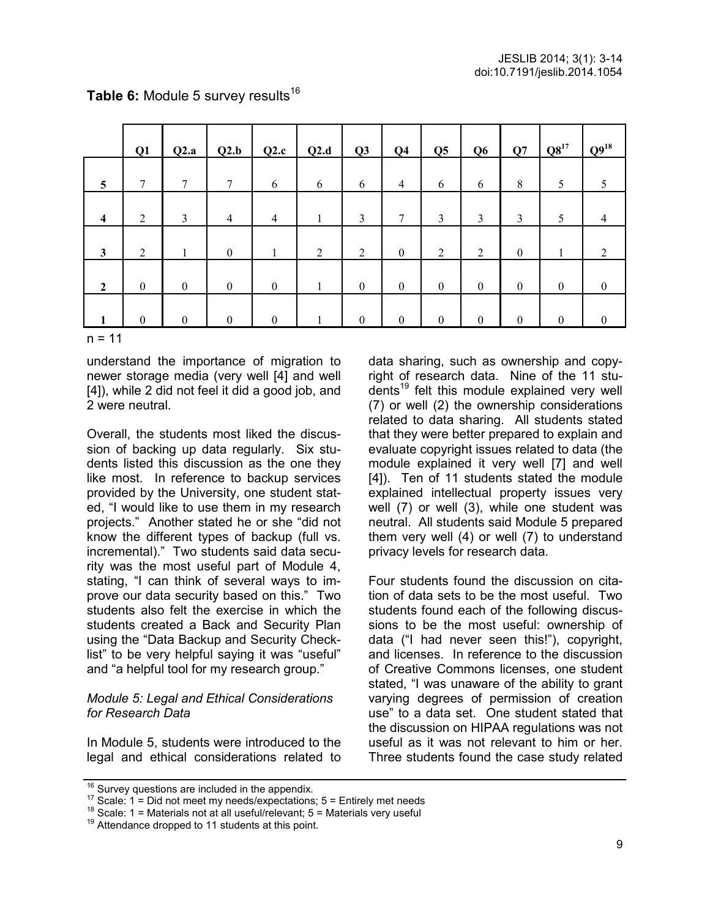**Table 6:** Module 5 survey results[16]

| | Q1 | Q2.a | Q2.b | Q2.c | Q2.d | Q3 | Q4 | Q5 | Q6 | Q7 | Q8[17] | Q9[18] |
|---|---|---|---|---|---|---|---|---|---|---|---|---|
| **5** | 7 | 7 | 7 | 6 | 6 | 6 | 4 | 6 | 6 | 8 | 5 | 5 |
| **4** | 2 | 3 | 4 | 4 | 1 | 3 | 7 | 3 | 3 | 3 | 5 | 4 |
| **3** | 2 | 1 | 0 | 1 | 2 | 2 | 0 | 2 | 2 | 0 | 1 | 2 |
| **2** | 0 | 0 | 0 | 0 | 1 | 0 | 0 | 0 | 0 | 0 | 0 | 0 |
| **1** | 0 | 0 | 0 | 0 | 1 | 0 | 0 | 0 | 0 | 0 | 0 | 0 |

n = 11

understand the importance of migration to newer storage media (very well [4] and well [4]), while 2 did not feel it did a good job, and 2 were neutral.

Overall, the students most liked the discussion of backing up data regularly. Six students listed this discussion as the one they like most. In reference to backup services provided by the University, one student stated, "I would like to use them in my research projects." Another stated he or she "did not know the different types of backup (full vs. incremental)." Two students said data security was the most useful part of Module 4, stating, "I can think of several ways to improve our data security based on this." Two students also felt the exercise in which the students created a Back and Security Plan using the "Data Backup and Security Checklist" to be very helpful saying it was "useful" and "a helpful tool for my research group."

*Module 5: Legal and Ethical Considerations for Research Data*

In Module 5, students were introduced to the legal and ethical considerations related to data sharing, such as ownership and copyright of research data. Nine of the 11 students[19] felt this module explained very well (7) or well (2) the ownership considerations related to data sharing. All students stated that they were better prepared to explain and evaluate copyright issues related to data (the module explained it very well [7] and well [4]). Ten of 11 students stated the module explained intellectual property issues very well (7) or well (3), while one student was neutral. All students said Module 5 prepared them very well (4) or well (7) to understand privacy levels for research data.

Four students found the discussion on citation of data sets to be the most useful. Two students found each of the following discussions to be the most useful: ownership of data ("I had never seen this!"), copyright, and licenses. In reference to the discussion of Creative Commons licenses, one student stated, "I was unaware of the ability to grant varying degrees of permission of creation use" to a data set. One student stated that the discussion on HIPAA regulations was not useful as it was not relevant to him or her. Three students found the case study related

---

[16] Survey questions are included in the appendix.

[17] Scale: 1 = Did not meet my needs/expectations; 5 = Entirely met needs

[18] Scale: 1 = Materials not at all useful/relevant; 5 = Materials very useful

[19] Attendance dropped to 11 students at this point.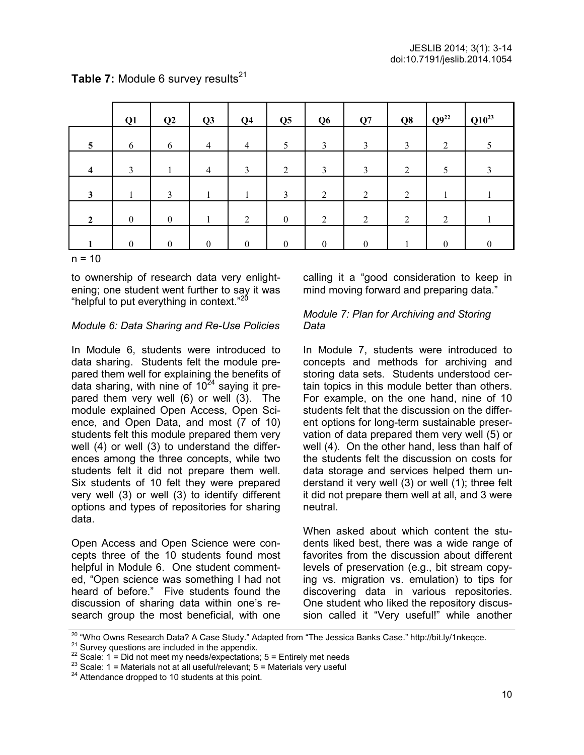**Table 7:** Module 6 survey results[21]

| | Q1 | Q2 | Q3 | Q4 | Q5 | Q6 | Q7 | Q8 | Q9[22] | Q10[23] |
|---|---|---|---|---|---|---|---|---|---|---|
| **5** | 6 | 6 | 4 | 4 | 5 | 3 | 3 | 3 | 2 | 5 |
| **4** | 3 | 1 | 4 | 3 | 2 | 3 | 3 | 2 | 5 | 3 |
| **3** | 1 | 3 | 1 | 1 | 3 | 2 | 2 | 2 | 1 | 1 |
| **2** | 0 | 0 | 1 | 2 | 0 | 2 | 2 | 2 | 2 | 1 |
| **1** | 0 | 0 | 0 | 0 | 0 | 0 | 0 | 1 | 0 | 0 |

n = 10

to ownership of research data very enlightening; one student went further to say it was "helpful to put everything in context."[20]

*Module 6: Data Sharing and Re-Use Policies*

In Module 6, students were introduced to data sharing. Students felt the module prepared them well for explaining the benefits of data sharing, with nine of 10[24] saying it prepared them very well (6) or well (3). The module explained Open Access, Open Science, and Open Data, and most (7 of 10) students felt this module prepared them very well (4) or well (3) to understand the differences among the three concepts, while two students felt it did not prepare them well. Six students of 10 felt they were prepared very well (3) or well (3) to identify different options and types of repositories for sharing data.

Open Access and Open Science were concepts three of the 10 students found most helpful in Module 6. One student commented, "Open science was something I had not heard of before." Five students found the discussion of sharing data within one's research group the most beneficial, with one calling it a "good consideration to keep in mind moving forward and preparing data."

*Module 7: Plan for Archiving and Storing Data*

In Module 7, students were introduced to concepts and methods for archiving and storing data sets. Students understood certain topics in this module better than others. For example, on the one hand, nine of 10 students felt that the discussion on the different options for long-term sustainable preservation of data prepared them very well (5) or well (4). On the other hand, less than half of the students felt the discussion on costs for data storage and services helped them understand it very well (3) or well (1); three felt it did not prepare them well at all, and 3 were neutral.

When asked about which content the students liked best, there was a wide range of favorites from the discussion about different levels of preservation (e.g., bit stream copying vs. migration vs. emulation) to tips for discovering data in various repositories. One student who liked the repository discussion called it "Very useful!" while another

[20] "Who Owns Research Data? A Case Study." Adapted from "The Jessica Banks Case." http://bit.ly/1nkeqce.

[21] Survey questions are included in the appendix.

[22] Scale: 1 = Did not meet my needs/expectations; 5 = Entirely met needs

[23] Scale: 1 = Materials not at all useful/relevant; 5 = Materials very useful

[24] Attendance dropped to 10 students at this point.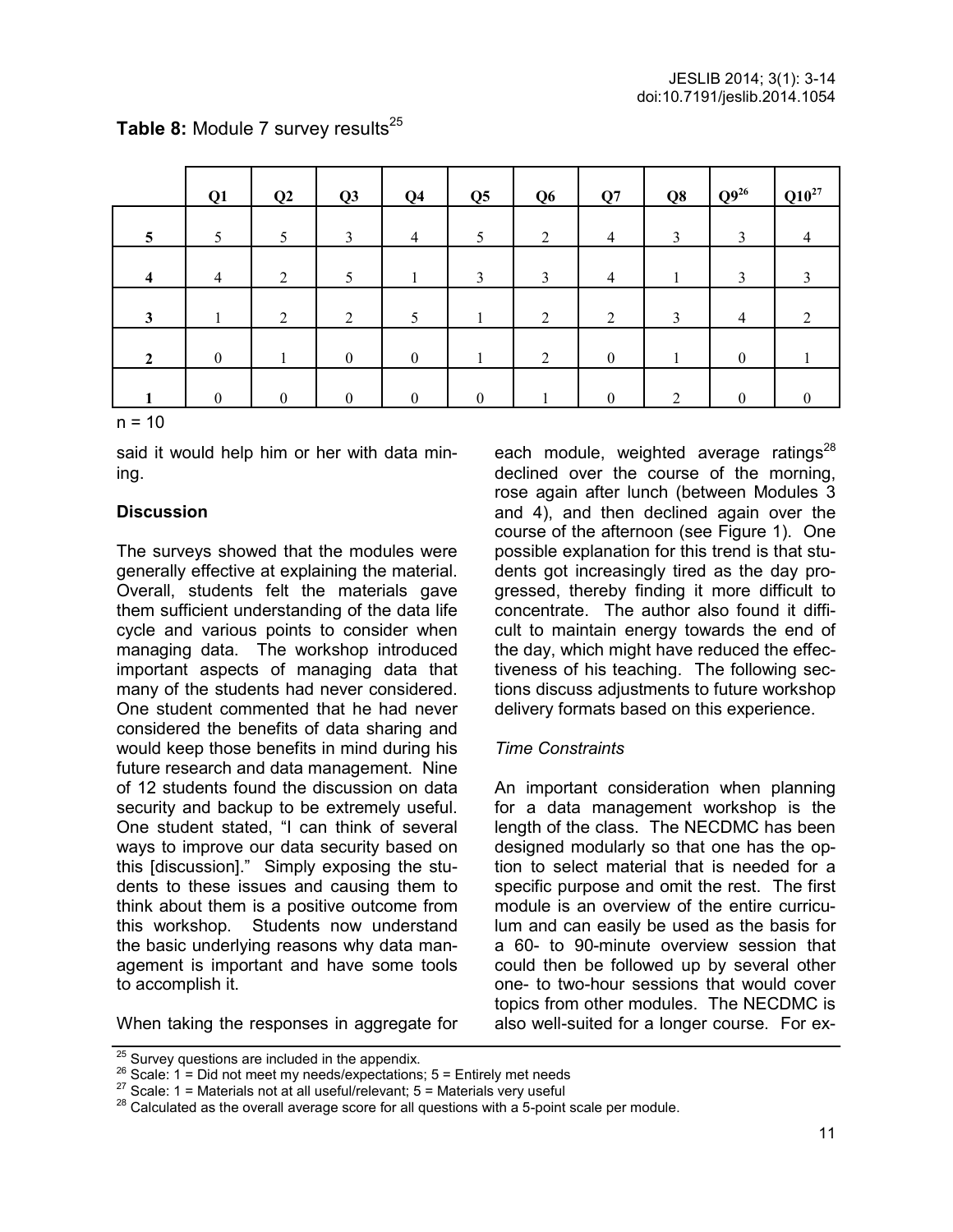**Table 8:** Module 7 survey results[25]

| | Q1 | Q2 | Q3 | Q4 | Q5 | Q6 | Q7 | Q8 | Q9[26] | Q10[27] |
|---|---|---|---|---|---|---|---|---|---|---|
| **5** | 5 | 5 | 3 | 4 | 5 | 2 | 4 | 3 | 3 | 4 |
| **4** | 4 | 2 | 5 | 1 | 3 | 3 | 4 | 1 | 3 | 3 |
| **3** | 1 | 2 | 2 | 5 | 1 | 2 | 2 | 3 | 4 | 2 |
| **2** | 0 | 1 | 0 | 0 | 1 | 2 | 0 | 1 | 0 | 1 |
| **1** | 0 | 0 | 0 | 0 | 0 | 1 | 0 | 2 | 0 | 0 |

n = 10

said it would help him or her with data mining.

**Discussion**

The surveys showed that the modules were generally effective at explaining the material. Overall, students felt the materials gave them sufficient understanding of the data life cycle and various points to consider when managing data. The workshop introduced important aspects of managing data that many of the students had never considered. One student commented that he had never considered the benefits of data sharing and would keep those benefits in mind during his future research and data management. Nine of 12 students found the discussion on data security and backup to be extremely useful. One student stated, "I can think of several ways to improve our data security based on this [discussion]." Simply exposing the students to these issues and causing them to think about them is a positive outcome from this workshop. Students now understand the basic underlying reasons why data management is important and have some tools to accomplish it.

When taking the responses in aggregate for each module, weighted average ratings[28] declined over the course of the morning, rose again after lunch (between Modules 3 and 4), and then declined again over the course of the afternoon (see Figure 1). One possible explanation for this trend is that students got increasingly tired as the day progressed, thereby finding it more difficult to concentrate. The author also found it difficult to maintain energy towards the end of the day, which might have reduced the effectiveness of his teaching. The following sections discuss adjustments to future workshop delivery formats based on this experience.

*Time Constraints*

An important consideration when planning for a data management workshop is the length of the class. The NECDMC has been designed modularly so that one has the option to select material that is needed for a specific purpose and omit the rest. The first module is an overview of the entire curriculum and can easily be used as the basis for a 60- to 90-minute overview session that could then be followed up by several other one- to two-hour sessions that would cover topics from other modules. The NECDMC is also well-suited for a longer course. For ex-

[25] Survey questions are included in the appendix.

[26] Scale: 1 = Did not meet my needs/expectations; 5 = Entirely met needs

[27] Scale: 1 = Materials not at all useful/relevant; 5 = Materials very useful

[28] Calculated as the overall average score for all questions with a 5-point scale per module.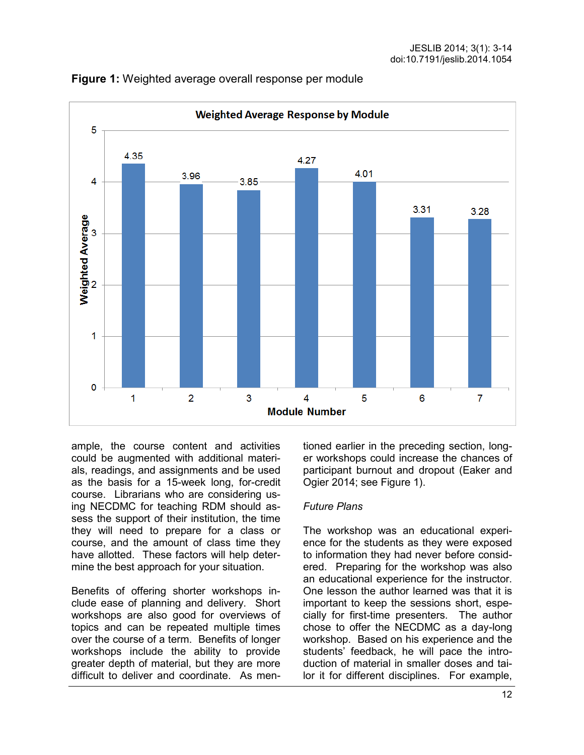**Figure 1:** Weighted average overall response per module

ample, the course content and activities could be augmented with additional materials, readings, and assignments and be used as the basis for a 15-week long, for-credit course. Librarians who are considering using NECDMC for teaching RDM should assess the support of their institution, the time they will need to prepare for a class or course, and the amount of class time they have allotted. These factors will help determine the best approach for your situation.

Benefits of offering shorter workshops include ease of planning and delivery. Short workshops are also good for overviews of topics and can be repeated multiple times over the course of a term. Benefits of longer workshops include the ability to provide greater depth of material, but they are more difficult to deliver and coordinate. As mentioned earlier in the preceding section, longer workshops could increase the chances of participant burnout and dropout (Eaker and Ogier 2014; see Figure 1).

*Future Plans*

The workshop was an educational experience for the students as they were exposed to information they had never before considered. Preparing for the workshop was also an educational experience for the instructor. One lesson the author learned was that it is important to keep the sessions short, especially for first-time presenters. The author chose to offer the NECDMC as a day-long workshop. Based on his experience and the students' feedback, he will pace the introduction of material in smaller doses and tailor it for different disciplines. For example,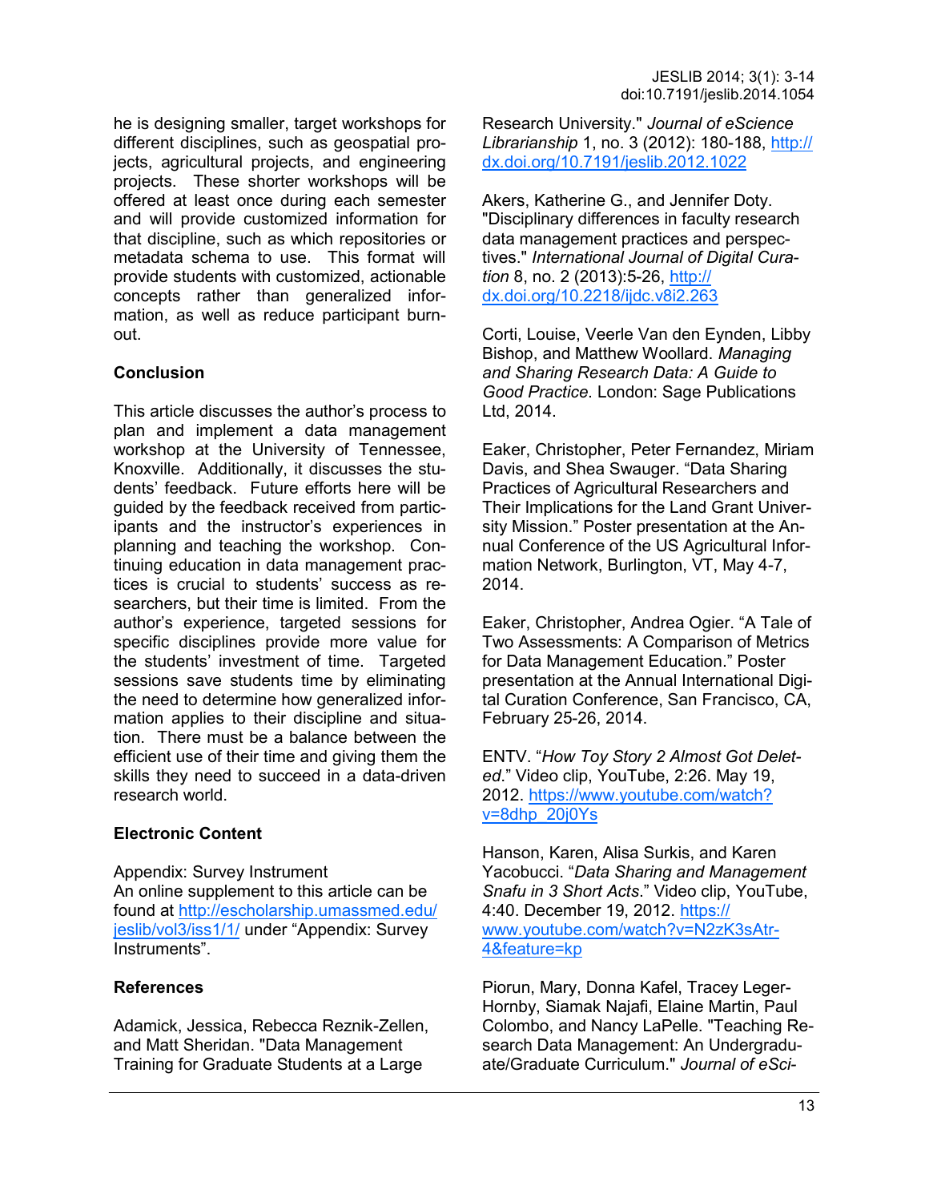he is designing smaller, target workshops for different disciplines, such as geospatial projects, agricultural projects, and engineering projects. These shorter workshops will be offered at least once during each semester and will provide customized information for that discipline, such as which repositories or metadata schema to use. This format will provide students with customized, actionable concepts rather than generalized information, as well as reduce participant burnout.

**Conclusion**

This article discusses the author's process to plan and implement a data management workshop at the University of Tennessee, Knoxville. Additionally, it discusses the students' feedback. Future efforts here will be guided by the feedback received from participants and the instructor's experiences in planning and teaching the workshop. Continuing education in data management practices is crucial to students' success as researchers, but their time is limited. From the author's experience, targeted sessions for specific disciplines provide more value for the students' investment of time. Targeted sessions save students time by eliminating the need to determine how generalized information applies to their discipline and situation. There must be a balance between the efficient use of their time and giving them the skills they need to succeed in a data-driven research world.

**Electronic Content**

Appendix: Survey Instrument
An online supplement to this article can be found at http://escholarship.umassmed.edu/jeslib/vol3/iss1/1/ under "Appendix: Survey Instruments".

**References**

Adamick, Jessica, Rebecca Reznik-Zellen, and Matt Sheridan. "Data Management Training for Graduate Students at a Large Research University." *Journal of eScience Librarianship* 1, no. 3 (2012): 180-188, http://dx.doi.org/10.7191/jeslib.2012.1022

Akers, Katherine G., and Jennifer Doty. "Disciplinary differences in faculty research data management practices and perspectives." *International Journal of Digital Curation* 8, no. 2 (2013):5-26, http://dx.doi.org/10.2218/ijdc.v8i2.263

Corti, Louise, Veerle Van den Eynden, Libby Bishop, and Matthew Woollard. *Managing and Sharing Research Data: A Guide to Good Practice*. London: Sage Publications Ltd, 2014.

Eaker, Christopher, Peter Fernandez, Miriam Davis, and Shea Swauger. "Data Sharing Practices of Agricultural Researchers and Their Implications for the Land Grant University Mission." Poster presentation at the Annual Conference of the US Agricultural Information Network, Burlington, VT, May 4-7, 2014.

Eaker, Christopher, Andrea Ogier. "A Tale of Two Assessments: A Comparison of Metrics for Data Management Education." Poster presentation at the Annual International Digital Curation Conference, San Francisco, CA, February 25-26, 2014.

ENTV. "*How Toy Story 2 Almost Got Deleted*." Video clip, YouTube, 2:26. May 19, 2012. https://www.youtube.com/watch?v=8dhp_20j0Ys

Hanson, Karen, Alisa Surkis, and Karen Yacobucci. "*Data Sharing and Management Snafu in 3 Short Acts*." Video clip, YouTube, 4:40. December 19, 2012. https://www.youtube.com/watch?v=N2zK3sAtr-4&feature=kp

Piorun, Mary, Donna Kafel, Tracey Leger-Hornby, Siamak Najafi, Elaine Martin, Paul Colombo, and Nancy LaPelle. "Teaching Research Data Management: An Undergraduate/Graduate Curriculum." *Journal of eSci-*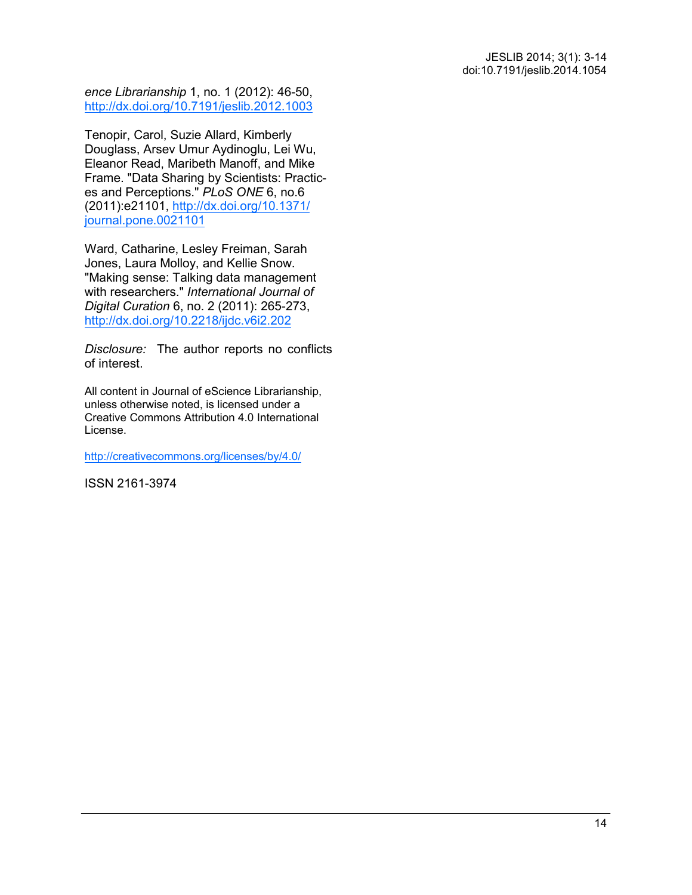*ence Librarianship* 1, no. 1 (2012): 46-50, http://dx.doi.org/10.7191/jeslib.2012.1003

Tenopir, Carol, Suzie Allard, Kimberly Douglass, Arsev Umur Aydinoglu, Lei Wu, Eleanor Read, Maribeth Manoff, and Mike Frame. "Data Sharing by Scientists: Practices and Perceptions." *PLoS ONE* 6, no.6 (2011):e21101, http://dx.doi.org/10.1371/journal.pone.0021101

Ward, Catharine, Lesley Freiman, Sarah Jones, Laura Molloy, and Kellie Snow. "Making sense: Talking data management with researchers." *International Journal of Digital Curation* 6, no. 2 (2011): 265-273, http://dx.doi.org/10.2218/ijdc.v6i2.202

*Disclosure:* The author reports no conflicts of interest.

All content in Journal of eScience Librarianship, unless otherwise noted, is licensed under a Creative Commons Attribution 4.0 International License.

http://creativecommons.org/licenses/by/4.0/

ISSN 2161-3974